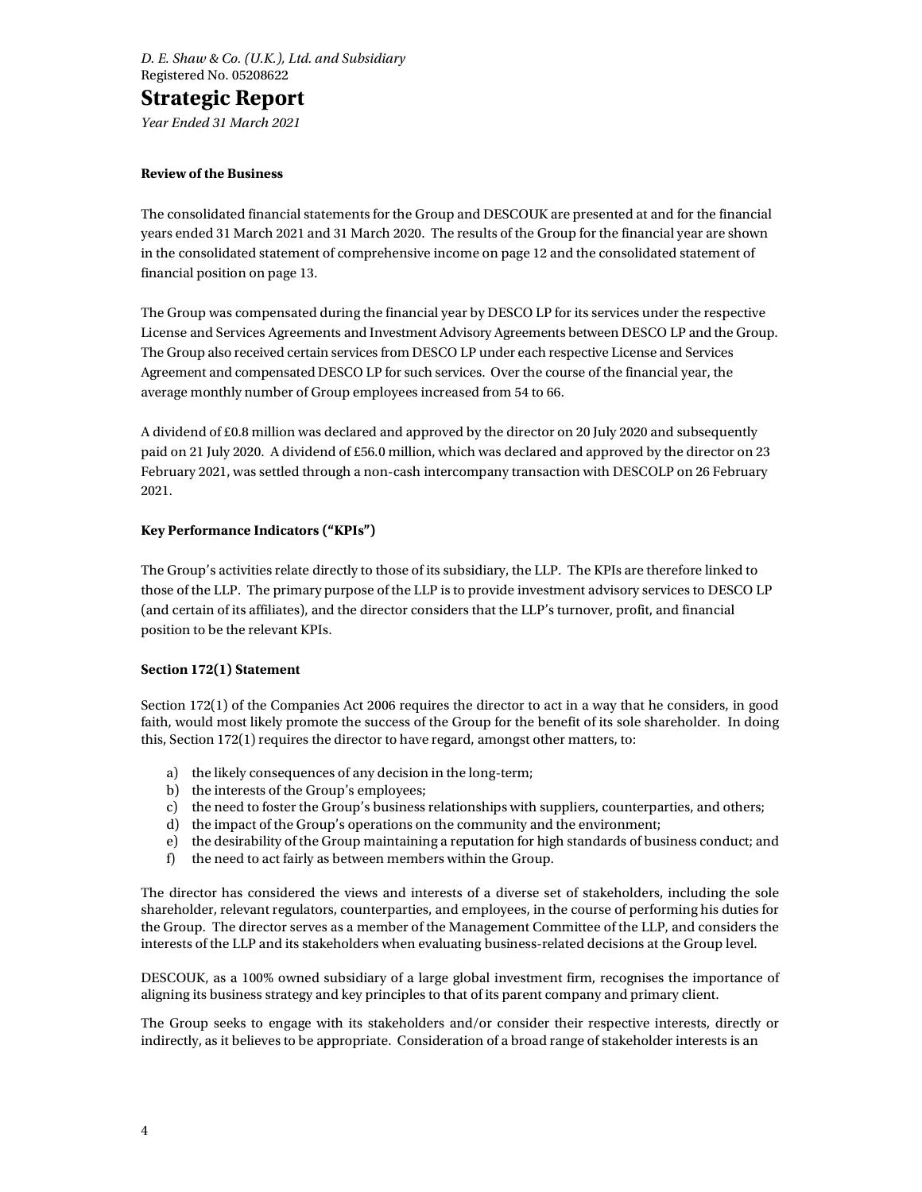*D. E. Shaw & Co. (U.K.), Ltd. and Subsidiary*
Registered No. 05208622

# Strategic Report

*Year Ended 31 March 2021*

**Review of the Business**

The consolidated financial statements for the Group and DESCOUK are presented at and for the financial years ended 31 March 2021 and 31 March 2020. The results of the Group for the financial year are shown in the consolidated statement of comprehensive income on page 12 and the consolidated statement of financial position on page 13.

The Group was compensated during the financial year by DESCO LP for its services under the respective License and Services Agreements and Investment Advisory Agreements between DESCO LP and the Group. The Group also received certain services from DESCO LP under each respective License and Services Agreement and compensated DESCO LP for such services. Over the course of the financial year, the average monthly number of Group employees increased from 54 to 66.

A dividend of £0.8 million was declared and approved by the director on 20 July 2020 and subsequently paid on 21 July 2020. A dividend of £56.0 million, which was declared and approved by the director on 23 February 2021, was settled through a non-cash intercompany transaction with DESCOLP on 26 February 2021.

**Key Performance Indicators ("KPIs")**

The Group's activities relate directly to those of its subsidiary, the LLP. The KPIs are therefore linked to those of the LLP. The primary purpose of the LLP is to provide investment advisory services to DESCO LP (and certain of its affiliates), and the director considers that the LLP's turnover, profit, and financial position to be the relevant KPIs.

**Section 172(1) Statement**

Section 172(1) of the Companies Act 2006 requires the director to act in a way that he considers, in good faith, would most likely promote the success of the Group for the benefit of its sole shareholder. In doing this, Section 172(1) requires the director to have regard, amongst other matters, to:

a) the likely consequences of any decision in the long-term;
b) the interests of the Group's employees;
c) the need to foster the Group's business relationships with suppliers, counterparties, and others;
d) the impact of the Group's operations on the community and the environment;
e) the desirability of the Group maintaining a reputation for high standards of business conduct; and
f) the need to act fairly as between members within the Group.

The director has considered the views and interests of a diverse set of stakeholders, including the sole shareholder, relevant regulators, counterparties, and employees, in the course of performing his duties for the Group. The director serves as a member of the Management Committee of the LLP, and considers the interests of the LLP and its stakeholders when evaluating business-related decisions at the Group level.

DESCOUK, as a 100% owned subsidiary of a large global investment firm, recognises the importance of aligning its business strategy and key principles to that of its parent company and primary client.

The Group seeks to engage with its stakeholders and/or consider their respective interests, directly or indirectly, as it believes to be appropriate. Consideration of a broad range of stakeholder interests is an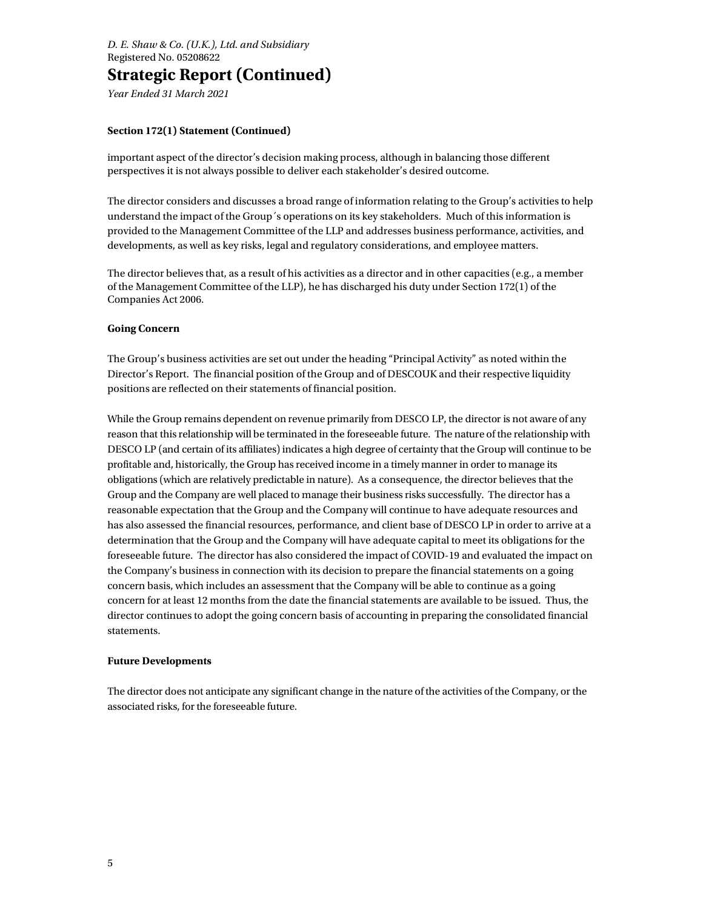D. E. Shaw & Co. (U.K.), Ltd. and Subsidiary
Registered No. 05208622

# Strategic Report (Continued)

*Year Ended 31 March 2021*

**Section 172(1) Statement (Continued)**

important aspect of the director's decision making process, although in balancing those different perspectives it is not always possible to deliver each stakeholder's desired outcome.

The director considers and discusses a broad range of information relating to the Group's activities to help understand the impact of the Group´s operations on its key stakeholders. Much of this information is provided to the Management Committee of the LLP and addresses business performance, activities, and developments, as well as key risks, legal and regulatory considerations, and employee matters.

The director believes that, as a result of his activities as a director and in other capacities (e.g., a member of the Management Committee of the LLP), he has discharged his duty under Section 172(1) of the Companies Act 2006.

**Going Concern**

The Group's business activities are set out under the heading "Principal Activity" as noted within the Director's Report. The financial position of the Group and of DESCOUK and their respective liquidity positions are reflected on their statements of financial position.

While the Group remains dependent on revenue primarily from DESCO LP, the director is not aware of any reason that this relationship will be terminated in the foreseeable future. The nature of the relationship with DESCO LP (and certain of its affiliates) indicates a high degree of certainty that the Group will continue to be profitable and, historically, the Group has received income in a timely manner in order to manage its obligations (which are relatively predictable in nature). As a consequence, the director believes that the Group and the Company are well placed to manage their business risks successfully. The director has a reasonable expectation that the Group and the Company will continue to have adequate resources and has also assessed the financial resources, performance, and client base of DESCO LP in order to arrive at a determination that the Group and the Company will have adequate capital to meet its obligations for the foreseeable future. The director has also considered the impact of COVID-19 and evaluated the impact on the Company's business in connection with its decision to prepare the financial statements on a going concern basis, which includes an assessment that the Company will be able to continue as a going concern for at least 12 months from the date the financial statements are available to be issued. Thus, the director continues to adopt the going concern basis of accounting in preparing the consolidated financial statements.

**Future Developments**

The director does not anticipate any significant change in the nature of the activities of the Company, or the associated risks, for the foreseeable future.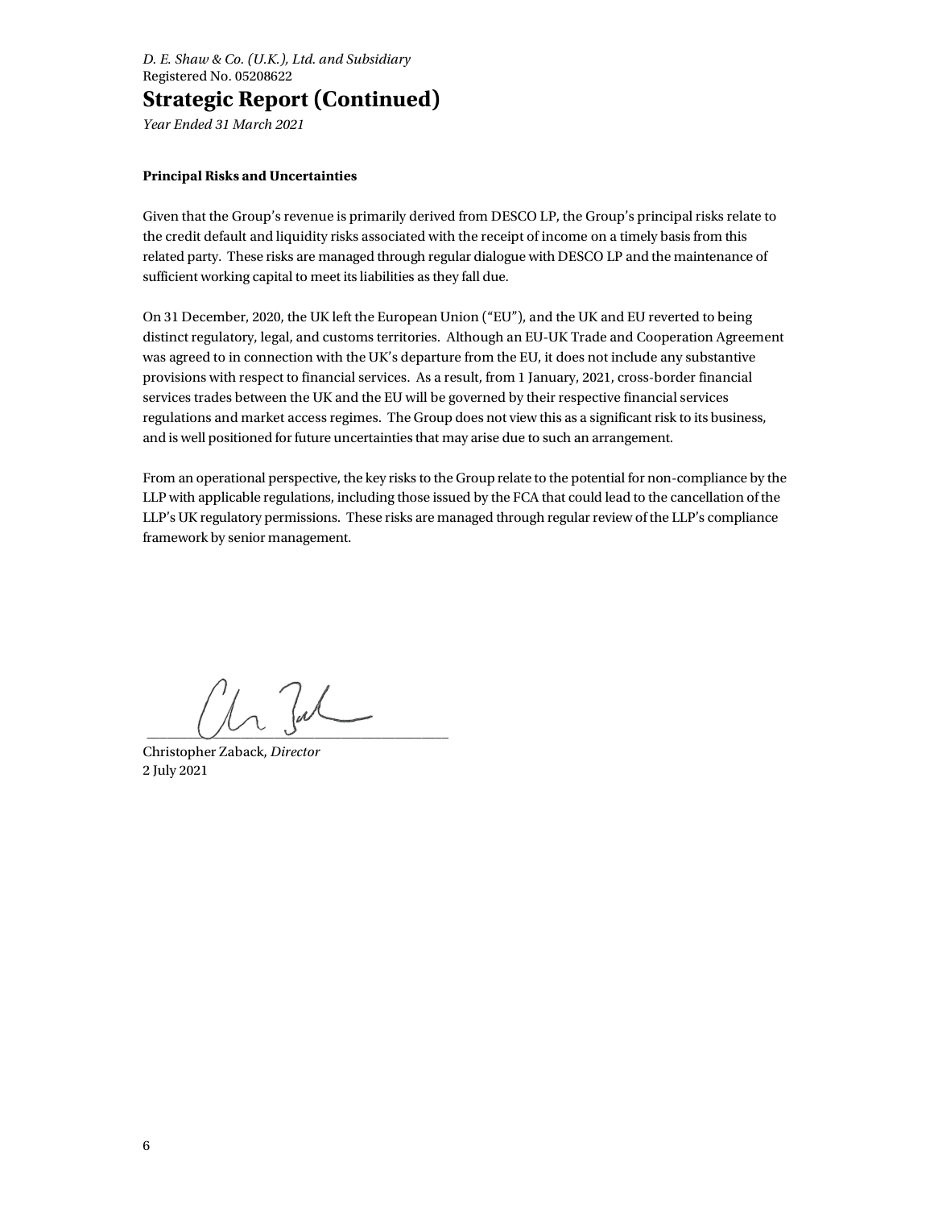*D. E. Shaw & Co. (U.K.), Ltd. and Subsidiary*
Registered No. 05208622

# Strategic Report (Continued)

*Year Ended 31 March 2021*

**Principal Risks and Uncertainties**

Given that the Group's revenue is primarily derived from DESCO LP, the Group's principal risks relate to the credit default and liquidity risks associated with the receipt of income on a timely basis from this related party. These risks are managed through regular dialogue with DESCO LP and the maintenance of sufficient working capital to meet its liabilities as they fall due.

On 31 December, 2020, the UK left the European Union ("EU"), and the UK and EU reverted to being distinct regulatory, legal, and customs territories. Although an EU-UK Trade and Cooperation Agreement was agreed to in connection with the UK's departure from the EU, it does not include any substantive provisions with respect to financial services. As a result, from 1 January, 2021, cross-border financial services trades between the UK and the EU will be governed by their respective financial services regulations and market access regimes. The Group does not view this as a significant risk to its business, and is well positioned for future uncertainties that may arise due to such an arrangement.

From an operational perspective, the key risks to the Group relate to the potential for non-compliance by the LLP with applicable regulations, including those issued by the FCA that could lead to the cancellation of the LLP's UK regulatory permissions. These risks are managed through regular review of the LLP's compliance framework by senior management.

Christopher Zaback, *Director*
2 July 2021